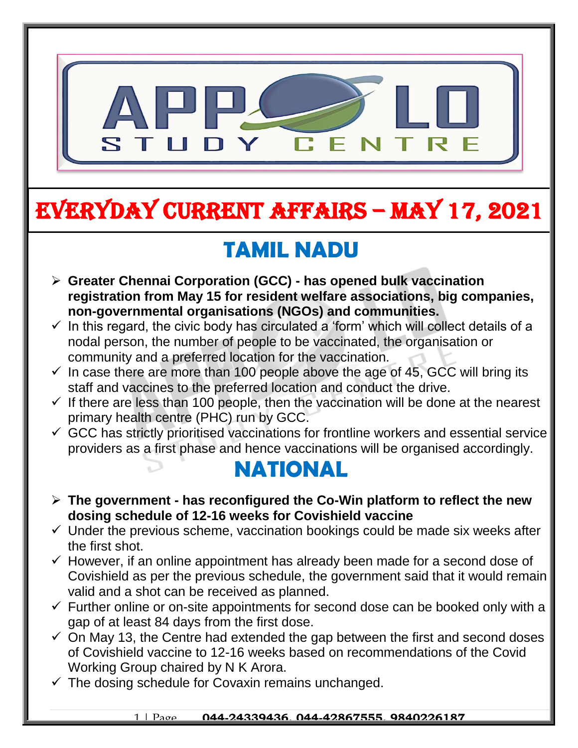# EVERYDAY CURRENT AFFAIRS – MAY 17, 2021

## TAMIL NADU

- **Greater Chennai Corporation (GCC) - has opened bulk vaccination registration from May 15 for resident welfare associations, big companies, non-governmental organisations (NGOs) and communities.**
  - ✓ In this regard, the civic body has circulated a 'form' which will collect details of a nodal person, the number of people to be vaccinated, the organisation or community and a preferred location for the vaccination.
  - ✓ In case there are more than 100 people above the age of 45, GCC will bring its staff and vaccines to the preferred location and conduct the drive.
  - ✓ If there are less than 100 people, then the vaccination will be done at the nearest primary health centre (PHC) run by GCC.
  - ✓ GCC has strictly prioritised vaccinations for frontline workers and essential service providers as a first phase and hence vaccinations will be organised accordingly.

## NATIONAL

- **The government - has reconfigured the Co-Win platform to reflect the new dosing schedule of 12-16 weeks for Covishield vaccine**
  - ✓ Under the previous scheme, vaccination bookings could be made six weeks after the first shot.
  - ✓ However, if an online appointment has already been made for a second dose of Covishield as per the previous schedule, the government said that it would remain valid and a shot can be received as planned.
  - ✓ Further online or on-site appointments for second dose can be booked only with a gap of at least 84 days from the first dose.
  - ✓ On May 13, the Centre had extended the gap between the first and second doses of Covishield vaccine to 12-16 weeks based on recommendations of the Covid Working Group chaired by N K Arora.
  - ✓ The dosing schedule for Covaxin remains unchanged.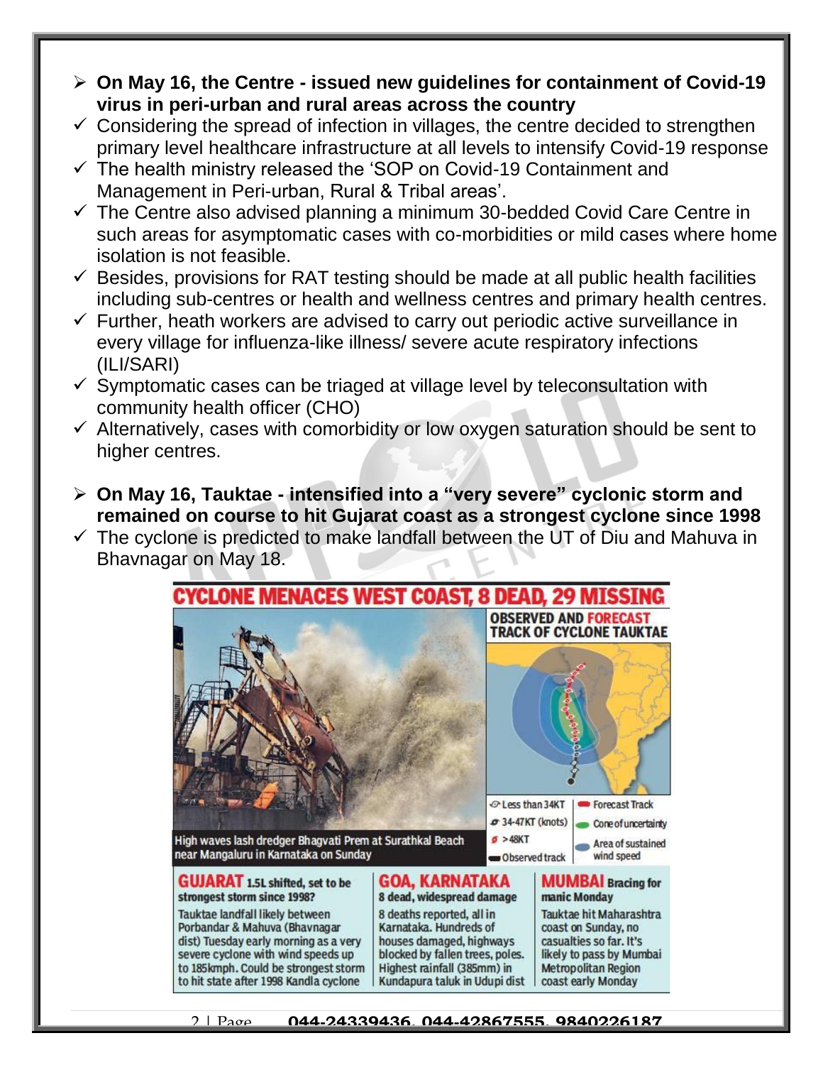- **On May 16, the Centre - issued new guidelines for containment of Covid-19 virus in peri-urban and rural areas across the country**
  - Considering the spread of infection in villages, the centre decided to strengthen primary level healthcare infrastructure at all levels to intensify Covid-19 response
  - The health ministry released the 'SOP on Covid-19 Containment and Management in Peri-urban, Rural & Tribal areas'.
  - The Centre also advised planning a minimum 30-bedded Covid Care Centre in such areas for asymptomatic cases with co-morbidities or mild cases where home isolation is not feasible.
  - Besides, provisions for RAT testing should be made at all public health facilities including sub-centres or health and wellness centres and primary health centres.
  - Further, heath workers are advised to carry out periodic active surveillance in every village for influenza-like illness/ severe acute respiratory infections (ILI/SARI)
  - Symptomatic cases can be triaged at village level by teleconsultation with community health officer (CHO)
  - Alternatively, cases with comorbidity or low oxygen saturation should be sent to higher centres.

- **On May 16, Tauktae - intensified into a "very severe" cyclonic storm and remained on course to hit Gujarat coast as a strongest cyclone since 1998**
  - The cyclone is predicted to make landfall between the UT of Diu and Mahuva in Bhavnagar on May 18.

**CYCLONE MENACES WEST COAST, 8 DEAD, 29 MISSING**

**OBSERVED AND FORECAST TRACK OF CYCLONE TAUKTAE**

Less than 34KT | 34-47KT (knots) | >48KT | Observed track | Forecast Track | Cone of uncertainty | Area of sustained wind speed

High waves lash dredger Bhagvati Prem at Surathkal Beach near Mangaluru in Karnataka on Sunday

**GUJARAT 1.5L shifted, set to be strongest storm since 1998?**
Tauktae landfall likely between Porbandar & Mahuva (Bhavnagar dist) Tuesday early morning as a very severe cyclone with wind speeds up to 185kmph. Could be strongest storm to hit state after 1998 Kandla cyclone

**GOA, KARNATAKA 8 dead, widespread damage**
8 deaths reported, all in Karnataka. Hundreds of houses damaged, highways blocked by fallen trees, poles. Highest rainfall (385mm) in Kundapura taluk in Udupi dist

**MUMBAI Bracing for manic Monday**
Tauktae hit Maharashtra coast on Sunday, no casualties so far. It's likely to pass by Mumbai Metropolitan Region coast early Monday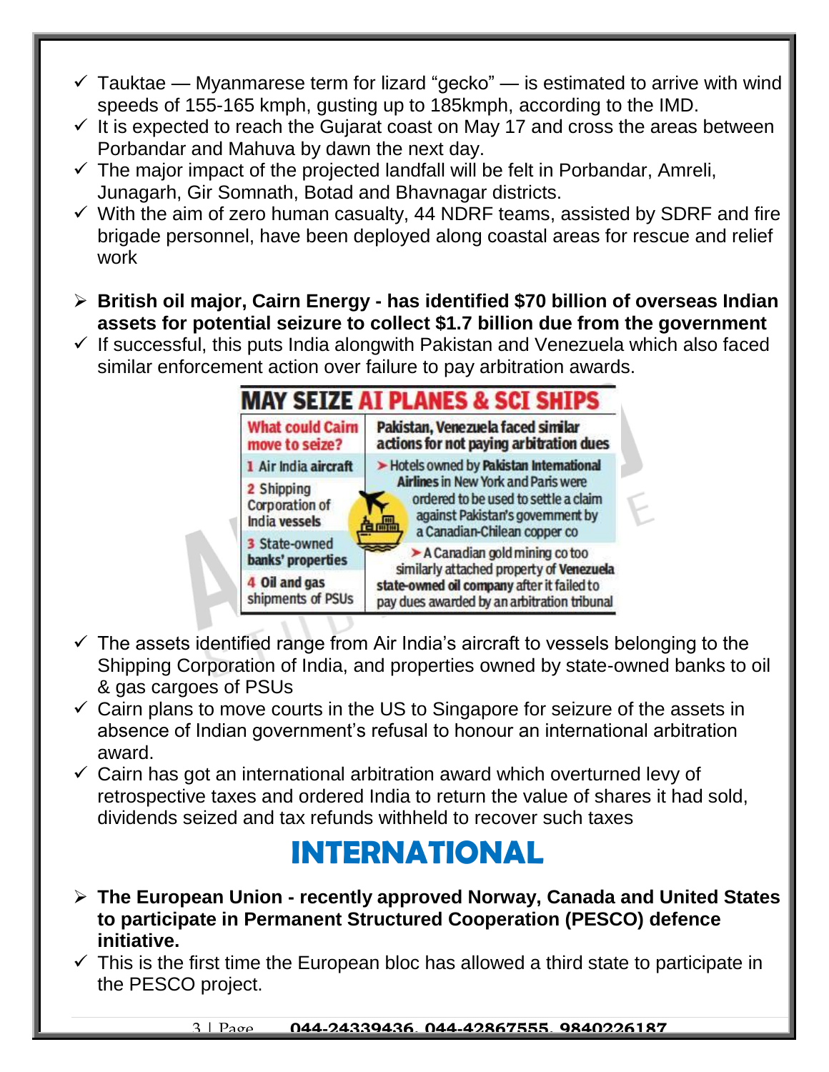- ✓ Tauktae — Myanmarese term for lizard "gecko" — is estimated to arrive with wind speeds of 155-165 kmph, gusting up to 185kmph, according to the IMD.
- ✓ It is expected to reach the Gujarat coast on May 17 and cross the areas between Porbandar and Mahuva by dawn the next day.
- ✓ The major impact of the projected landfall will be felt in Porbandar, Amreli, Junagarh, Gir Somnath, Botad and Bhavnagar districts.
- ✓ With the aim of zero human casualty, 44 NDRF teams, assisted by SDRF and fire brigade personnel, have been deployed along coastal areas for rescue and relief work

- **British oil major, Cairn Energy - has identified $70 billion of overseas Indian assets for potential seizure to collect $1.7 billion due from the government**
- ✓ If successful, this puts India alongwith Pakistan and Venezuela which also faced similar enforcement action over failure to pay arbitration awards.

**MAY SEIZE AI PLANES & SCI SHIPS**

| What could Cairn move to seize? | Pakistan, Venezuela faced similar actions for not paying arbitration dues |
|---|---|
| 1 Air India aircraft<br>2 Shipping Corporation of India vessels<br>3 State-owned banks' properties<br>4 Oil and gas shipments of PSUs | ➤ Hotels owned by **Pakistan International Airlines** in New York and Paris were ordered to be used to settle a claim against Pakistan's government by a Canadian-Chilean copper co<br>➤ A Canadian gold mining co too similarly attached property of **Venezuela state-owned oil company** after it failed to pay dues awarded by an arbitration tribunal |

- ✓ The assets identified range from Air India's aircraft to vessels belonging to the Shipping Corporation of India, and properties owned by state-owned banks to oil & gas cargoes of PSUs
- ✓ Cairn plans to move courts in the US to Singapore for seizure of the assets in absence of Indian government's refusal to honour an international arbitration award.
- ✓ Cairn has got an international arbitration award which overturned levy of retrospective taxes and ordered India to return the value of shares it had sold, dividends seized and tax refunds withheld to recover such taxes

# INTERNATIONAL

- **The European Union - recently approved Norway, Canada and United States to participate in Permanent Structured Cooperation (PESCO) defence initiative.**
- ✓ This is the first time the European bloc has allowed a third state to participate in the PESCO project.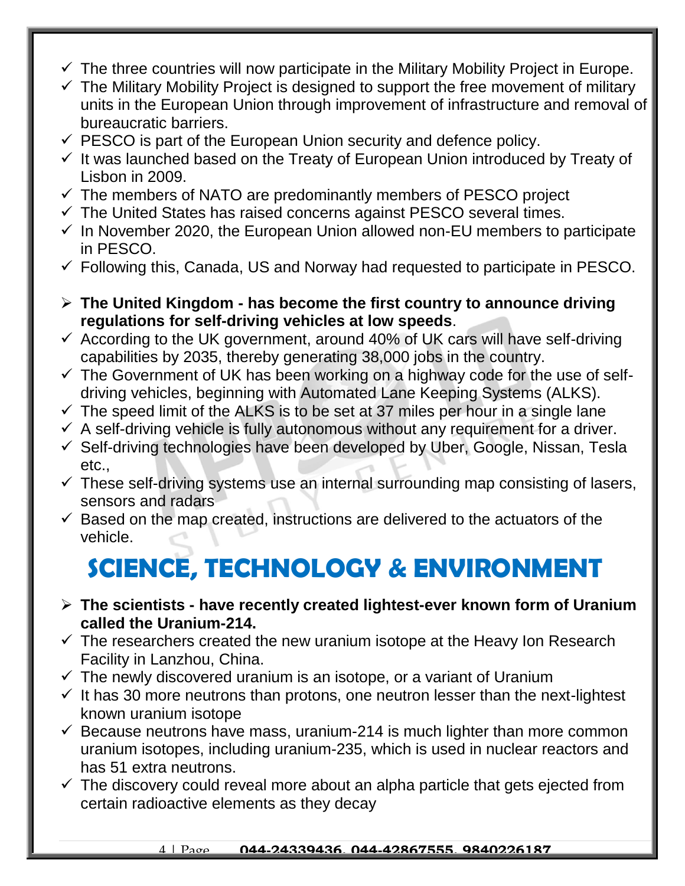- ✓ The three countries will now participate in the Military Mobility Project in Europe.
- ✓ The Military Mobility Project is designed to support the free movement of military units in the European Union through improvement of infrastructure and removal of bureaucratic barriers.
- ✓ PESCO is part of the European Union security and defence policy.
- ✓ It was launched based on the Treaty of European Union introduced by Treaty of Lisbon in 2009.
- ✓ The members of NATO are predominantly members of PESCO project
- ✓ The United States has raised concerns against PESCO several times.
- ✓ In November 2020, the European Union allowed non-EU members to participate in PESCO.
- ✓ Following this, Canada, US and Norway had requested to participate in PESCO.

- **The United Kingdom - has become the first country to announce driving regulations for self-driving vehicles at low speeds**.
- ✓ According to the UK government, around 40% of UK cars will have self-driving capabilities by 2035, thereby generating 38,000 jobs in the country.
- ✓ The Government of UK has been working on a highway code for the use of self-driving vehicles, beginning with Automated Lane Keeping Systems (ALKS).
- ✓ The speed limit of the ALKS is to be set at 37 miles per hour in a single lane
- ✓ A self-driving vehicle is fully autonomous without any requirement for a driver.
- ✓ Self-driving technologies have been developed by Uber, Google, Nissan, Tesla etc.,
- ✓ These self-driving systems use an internal surrounding map consisting of lasers, sensors and radars
- ✓ Based on the map created, instructions are delivered to the actuators of the vehicle.

# SCIENCE, TECHNOLOGY & ENVIRONMENT

- **The scientists - have recently created lightest-ever known form of Uranium called the Uranium-214.**
- ✓ The researchers created the new uranium isotope at the Heavy Ion Research Facility in Lanzhou, China.
- ✓ The newly discovered uranium is an isotope, or a variant of Uranium
- ✓ It has 30 more neutrons than protons, one neutron lesser than the next-lightest known uranium isotope
- ✓ Because neutrons have mass, uranium-214 is much lighter than more common uranium isotopes, including uranium-235, which is used in nuclear reactors and has 51 extra neutrons.
- ✓ The discovery could reveal more about an alpha particle that gets ejected from certain radioactive elements as they decay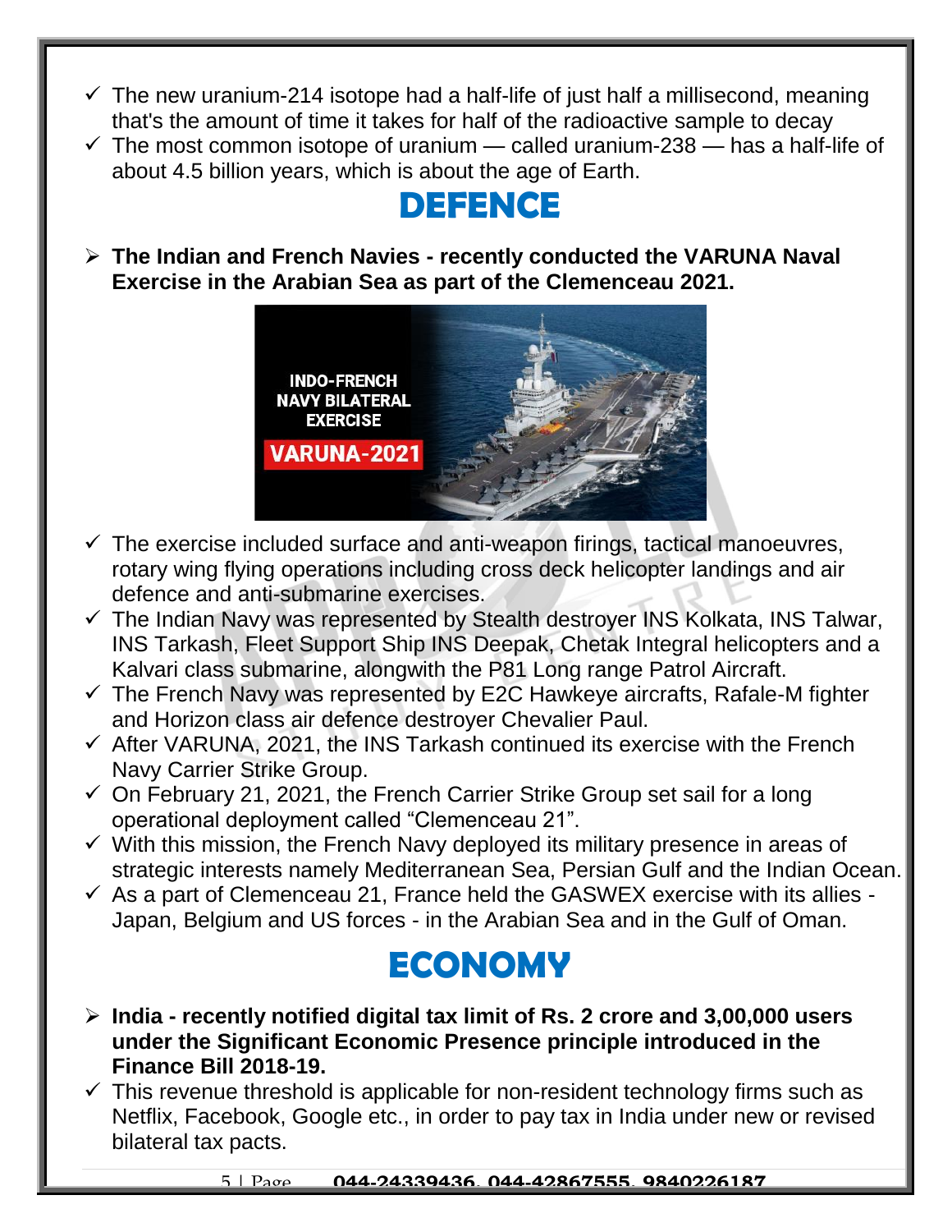- The new uranium-214 isotope had a half-life of just half a millisecond, meaning that's the amount of time it takes for half of the radioactive sample to decay
- The most common isotope of uranium — called uranium-238 — has a half-life of about 4.5 billion years, which is about the age of Earth.

# DEFENCE

- **The Indian and French Navies - recently conducted the VARUNA Naval Exercise in the Arabian Sea as part of the Clemenceau 2021.**

  - The exercise included surface and anti-weapon firings, tactical manoeuvres, rotary wing flying operations including cross deck helicopter landings and air defence and anti-submarine exercises.
  - The Indian Navy was represented by Stealth destroyer INS Kolkata, INS Talwar, INS Tarkash, Fleet Support Ship INS Deepak, Chetak Integral helicopters and a Kalvari class submarine, alongwith the P81 Long range Patrol Aircraft.
  - The French Navy was represented by E2C Hawkeye aircrafts, Rafale-M fighter and Horizon class air defence destroyer Chevalier Paul.
  - After VARUNA, 2021, the INS Tarkash continued its exercise with the French Navy Carrier Strike Group.
  - On February 21, 2021, the French Carrier Strike Group set sail for a long operational deployment called "Clemenceau 21".
  - With this mission, the French Navy deployed its military presence in areas of strategic interests namely Mediterranean Sea, Persian Gulf and the Indian Ocean.
  - As a part of Clemenceau 21, France held the GASWEX exercise with its allies - Japan, Belgium and US forces - in the Arabian Sea and in the Gulf of Oman.

# ECONOMY

- **India - recently notified digital tax limit of Rs. 2 crore and 3,00,000 users under the Significant Economic Presence principle introduced in the Finance Bill 2018-19.**

  - This revenue threshold is applicable for non-resident technology firms such as Netflix, Facebook, Google etc., in order to pay tax in India under new or revised bilateral tax pacts.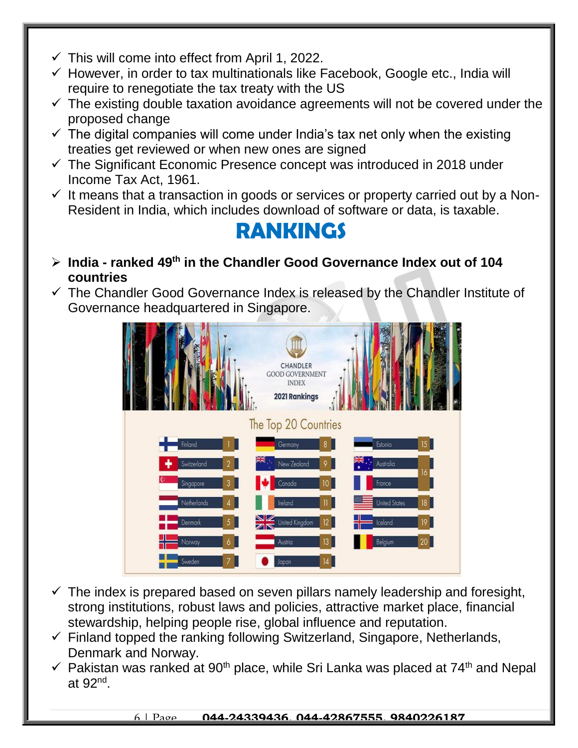- ✓ This will come into effect from April 1, 2022.
- ✓ However, in order to tax multinationals like Facebook, Google etc., India will require to renegotiate the tax treaty with the US
- ✓ The existing double taxation avoidance agreements will not be covered under the proposed change
- ✓ The digital companies will come under India's tax net only when the existing treaties get reviewed or when new ones are signed
- ✓ The Significant Economic Presence concept was introduced in 2018 under Income Tax Act, 1961.
- ✓ It means that a transaction in goods or services or property carried out by a Non-Resident in India, which includes download of software or data, is taxable.

# RANKINGS

- ➢ **India - ranked 49th in the Chandler Good Governance Index out of 104 countries**
- ✓ The Chandler Good Governance Index is released by the Chandler Institute of Governance headquartered in Singapore.

CHANDLER GOOD GOVERNMENT INDEX

2021 Rankings

The Top 20 Countries

| Country | Rank | Country | Rank | Country | Rank |
|---|---|---|---|---|---|
| Finland | 1 | Germany | 8 | Estonia | 15 |
| Switzerland | 2 | New Zealand | 9 | Australia | 16 |
| Singapore | 3 | Canada | 10 | France | 16 |
| Netherlands | 4 | Ireland | 11 | United States | 18 |
| Denmark | 5 | United Kingdom | 12 | Iceland | 19 |
| Norway | 6 | Austria | 13 | Belgium | 20 |
| Sweden | 7 | Japan | 14 | | |

- ✓ The index is prepared based on seven pillars namely leadership and foresight, strong institutions, robust laws and policies, attractive market place, financial stewardship, helping people rise, global influence and reputation.
- ✓ Finland topped the ranking following Switzerland, Singapore, Netherlands, Denmark and Norway.
- ✓ Pakistan was ranked at 90th place, while Sri Lanka was placed at 74th and Nepal at 92nd.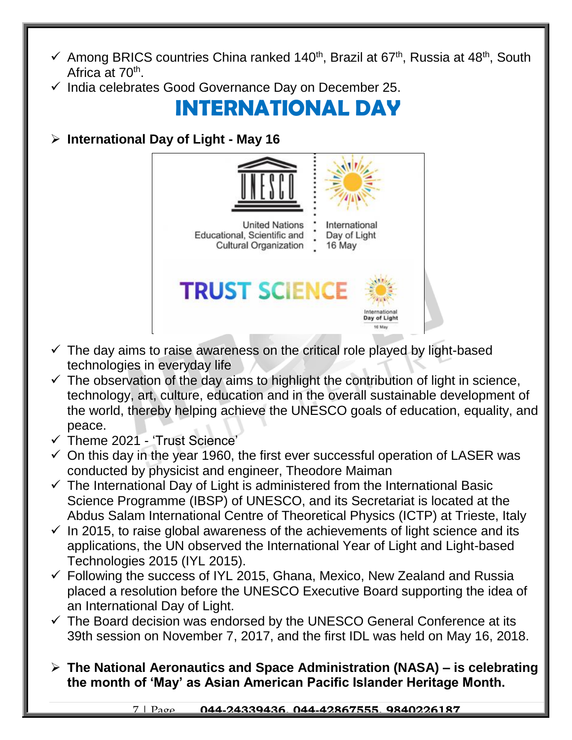- ✓ Among BRICS countries China ranked 140th, Brazil at 67th, Russia at 48th, South Africa at 70th.
- ✓ India celebrates Good Governance Day on December 25.

# INTERNATIONAL DAY

- **International Day of Light - May 16**

- ✓ The day aims to raise awareness on the critical role played by light-based technologies in everyday life
- ✓ The observation of the day aims to highlight the contribution of light in science, technology, art, culture, education and in the overall sustainable development of the world, thereby helping achieve the UNESCO goals of education, equality, and peace.
- ✓ Theme 2021 - 'Trust Science'
- ✓ On this day in the year 1960, the first ever successful operation of LASER was conducted by physicist and engineer, Theodore Maiman
- ✓ The International Day of Light is administered from the International Basic Science Programme (IBSP) of UNESCO, and its Secretariat is located at the Abdus Salam International Centre of Theoretical Physics (ICTP) at Trieste, Italy
- ✓ In 2015, to raise global awareness of the achievements of light science and its applications, the UN observed the International Year of Light and Light-based Technologies 2015 (IYL 2015).
- ✓ Following the success of IYL 2015, Ghana, Mexico, New Zealand and Russia placed a resolution before the UNESCO Executive Board supporting the idea of an International Day of Light.
- ✓ The Board decision was endorsed by the UNESCO General Conference at its 39th session on November 7, 2017, and the first IDL was held on May 16, 2018.

- **The National Aeronautics and Space Administration (NASA) – is celebrating the month of 'May' as Asian American Pacific Islander Heritage Month.**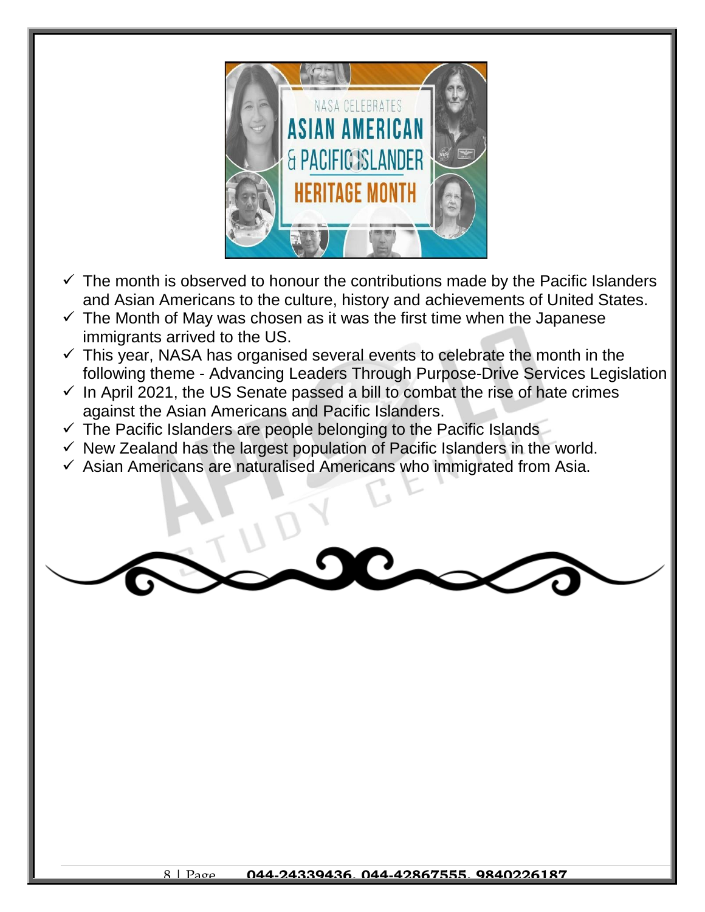- ✓ The month is observed to honour the contributions made by the Pacific Islanders and Asian Americans to the culture, history and achievements of United States.
- ✓ The Month of May was chosen as it was the first time when the Japanese immigrants arrived to the US.
- ✓ This year, NASA has organised several events to celebrate the month in the following theme - Advancing Leaders Through Purpose-Drive Services Legislation
- ✓ In April 2021, the US Senate passed a bill to combat the rise of hate crimes against the Asian Americans and Pacific Islanders.
- ✓ The Pacific Islanders are people belonging to the Pacific Islands
- ✓ New Zealand has the largest population of Pacific Islanders in the world.
- ✓ Asian Americans are naturalised Americans who immigrated from Asia.